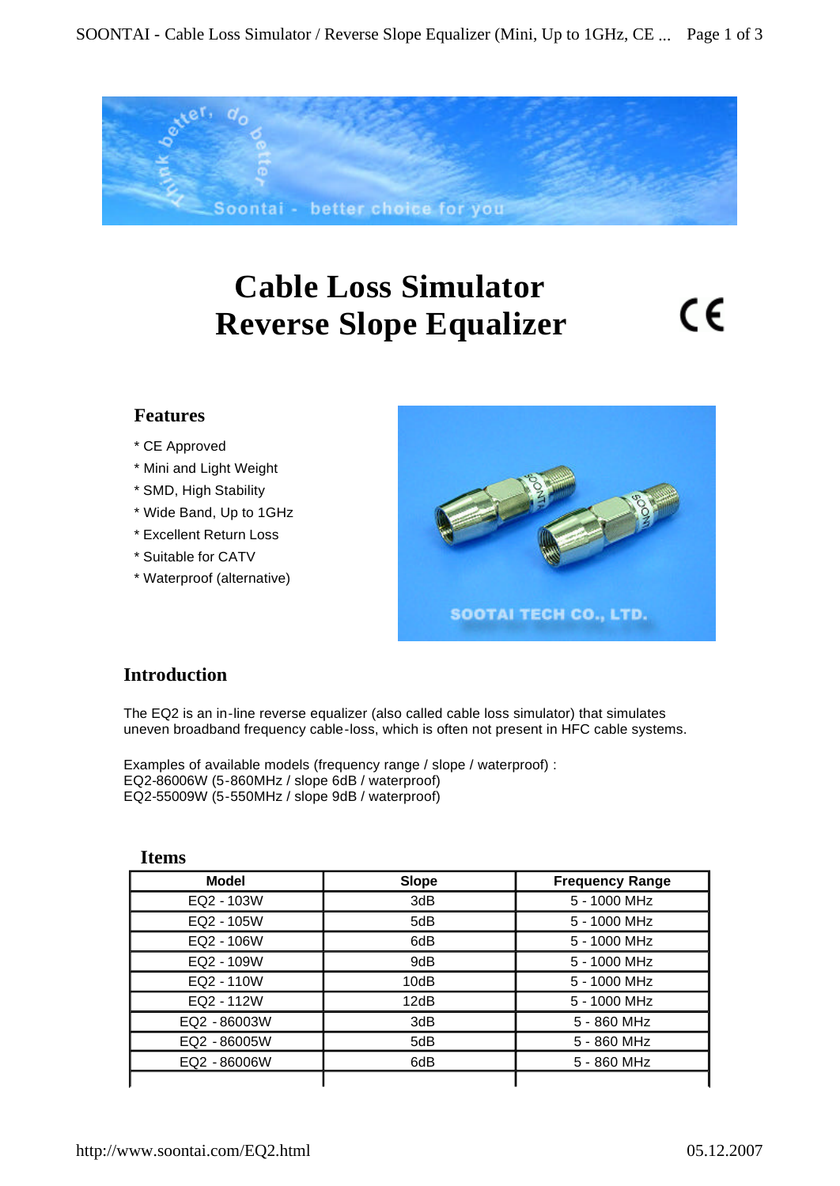# Cable Loss Simulator
# Reverse Slope Equalizer

CE

## Features

* CE Approved
* Mini and Light Weight
* SMD, High Stability
* Wide Band, Up to 1GHz
* Excellent Return Loss
* Suitable for CATV
* Waterproof (alternative)

## Introduction

The EQ2 is an in-line reverse equalizer (also called cable loss simulator) that simulates uneven broadband frequency cable-loss, which is often not present in HFC cable systems.

Examples of available models (frequency range / slope / waterproof) :
EQ2-86006W (5-860MHz / slope 6dB / waterproof)
EQ2-55009W (5-550MHz / slope 9dB / waterproof)

## Items

| Model | Slope | Frequency Range |
|---|---|---|
| EQ2 - 103W | 3dB | 5 - 1000 MHz |
| EQ2 - 105W | 5dB | 5 - 1000 MHz |
| EQ2 - 106W | 6dB | 5 - 1000 MHz |
| EQ2 - 109W | 9dB | 5 - 1000 MHz |
| EQ2 - 110W | 10dB | 5 - 1000 MHz |
| EQ2 - 112W | 12dB | 5 - 1000 MHz |
| EQ2 - 86003W | 3dB | 5 - 860 MHz |
| EQ2 - 86005W | 5dB | 5 - 860 MHz |
| EQ2 - 86006W | 6dB | 5 - 860 MHz |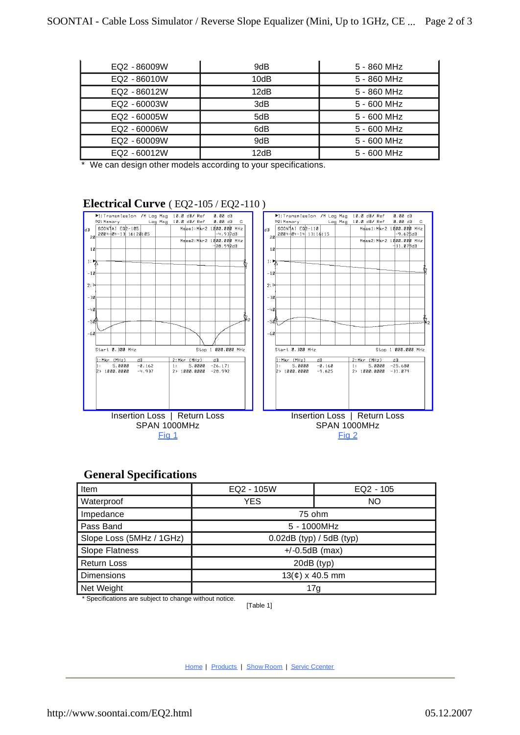| EQ2 - 86009W | 9dB | 5 - 860 MHz |
|---|---|---|
| EQ2 - 86010W | 10dB | 5 - 860 MHz |
| EQ2 - 86012W | 12dB | 5 - 860 MHz |
| EQ2 - 60003W | 3dB | 5 - 600 MHz |
| EQ2 - 60005W | 5dB | 5 - 600 MHz |
| EQ2 - 60006W | 6dB | 5 - 600 MHz |
| EQ2 - 60009W | 9dB | 5 - 600 MHz |
| EQ2 - 60012W | 12dB | 5 - 600 MHz |

* We can design other models according to your specifications.

## Electrical Curve ( EQ2-105 / EQ2-110 )

Insertion Loss | Return Loss
SPAN 1000MHz
Fig 1

Insertion Loss | Return Loss
SPAN 1000MHz
Fig 2

## General Specifications

| Item | EQ2 - 105W | EQ2 - 105 |
|---|---|---|
| Waterproof | YES | NO |
| Impedance | 75 ohm | |
| Pass Band | 5 - 1000MHz | |
| Slope Loss (5MHz / 1GHz) | 0.02dB (typ) / 5dB (typ) | |
| Slope Flatness | +/-0.5dB (max) | |
| Return Loss | 20dB (typ) | |
| Dimensions | 13(¢) x 40.5 mm | |
| Net Weight | 17g | |

* Specifications are subject to change without notice.

[Table 1]

Home | Products | Show Room | Servic Ccenter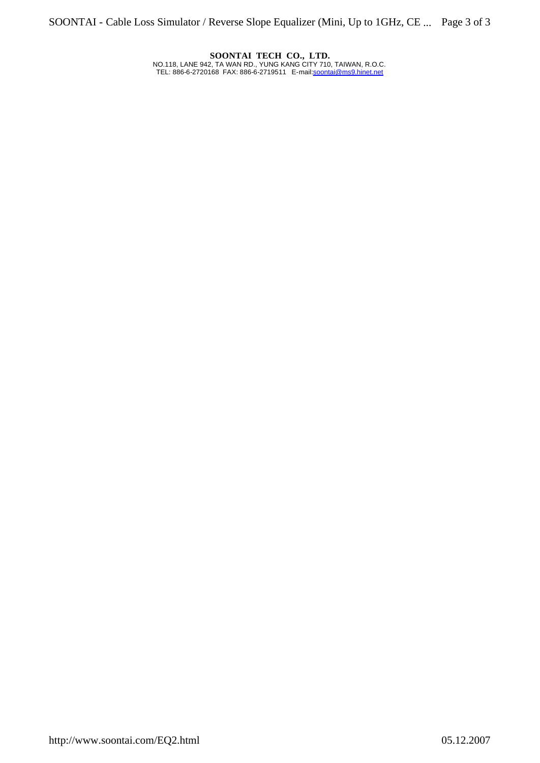**SOONTAI TECH CO., LTD.**

NO.118, LANE 942, TA WAN RD., YUNG KANG CITY 710, TAIWAN, R.O.C.
TEL: 886-6-2720168 FAX: 886-6-2719511 E-mail:soontai@ms9.hinet.net